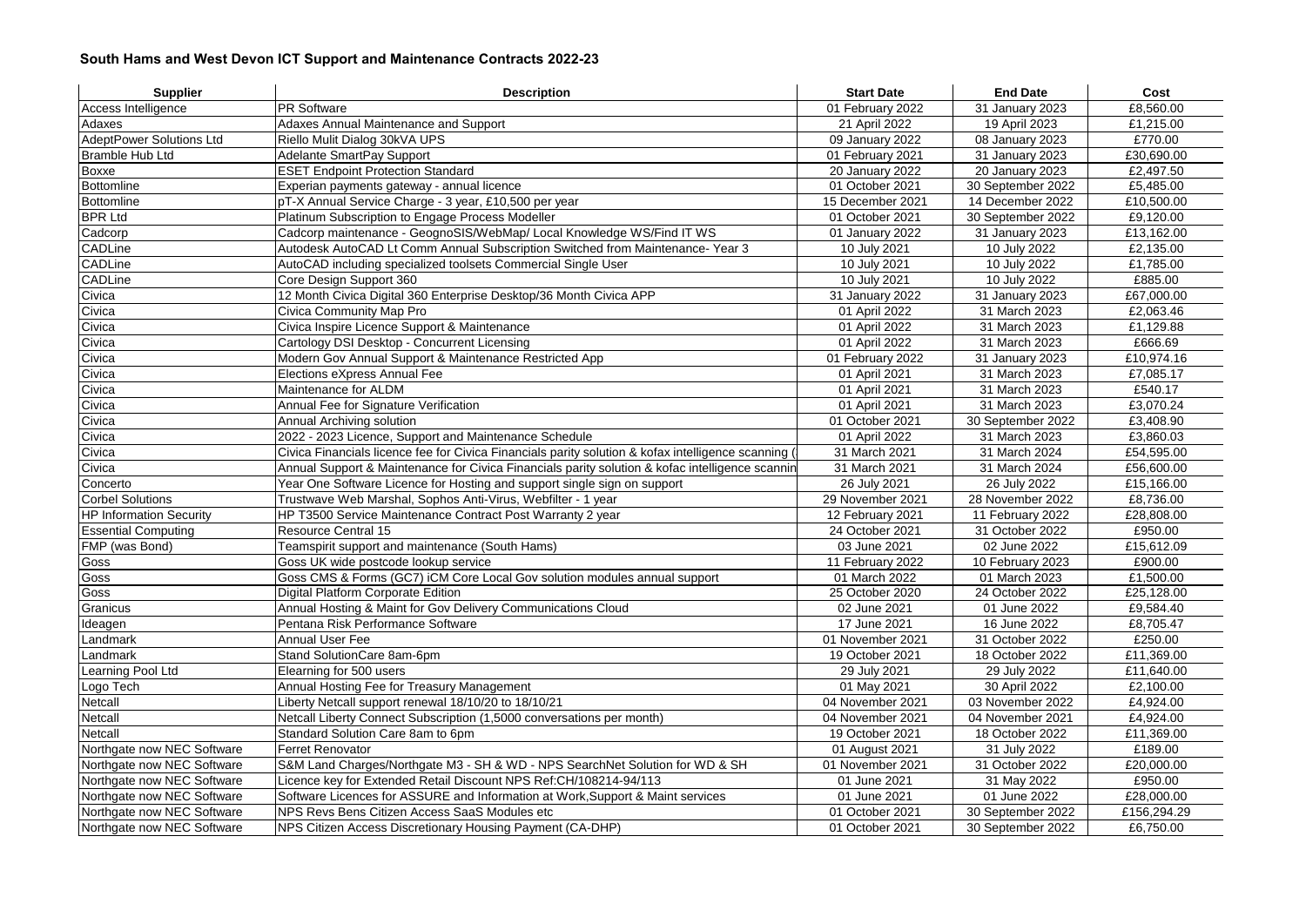## South Hams and West Devon ICT Support and Maintenance Contracts 2022-23

| Supplier | Description | Start Date | End Date | Cost |
|---|---|---|---|---|
| Access Intelligence | PR Software | 01 February 2022 | 31 January 2023 | £8,560.00 |
| Adaxes | Adaxes Annual Maintenance and Support | 21 April 2022 | 19 April 2023 | £1,215.00 |
| AdeptPower Solutions Ltd | Riello Mulit Dialog 30kVA UPS | 09 January 2022 | 08 January 2023 | £770.00 |
| Bramble Hub Ltd | Adelante SmartPay Support | 01 February 2021 | 31 January 2023 | £30,690.00 |
| Boxxe | ESET Endpoint Protection Standard | 20 January 2022 | 20 January 2023 | £2,497.50 |
| Bottomline | Experian payments gateway - annual licence | 01 October 2021 | 30 September 2022 | £5,485.00 |
| Bottomline | pT-X Annual Service Charge - 3 year, £10,500 per year | 15 December 2021 | 14 December 2022 | £10,500.00 |
| BPR Ltd | Platinum Subscription to Engage Process Modeller | 01 October 2021 | 30 September 2022 | £9,120.00 |
| Cadcorp | Cadcorp maintenance - GeognoSIS/WebMap/ Local Knowledge WS/Find IT WS | 01 January 2022 | 31 January 2023 | £13,162.00 |
| CADLine | Autodesk AutoCAD Lt Comm Annual Subscription Switched from Maintenance- Year 3 | 10 July 2021 | 10 July 2022 | £2,135.00 |
| CADLine | AutoCAD including specialized toolsets Commercial Single User | 10 July 2021 | 10 July 2022 | £1,785.00 |
| CADLine | Core Design Support 360 | 10 July 2021 | 10 July 2022 | £885.00 |
| Civica | 12 Month Civica Digital 360 Enterprise Desktop/36 Month Civica APP | 31 January 2022 | 31 January 2023 | £67,000.00 |
| Civica | Civica Community Map Pro | 01 April 2022 | 31 March 2023 | £2,063.46 |
| Civica | Civica Inspire Licence Support & Maintenance | 01 April 2022 | 31 March 2023 | £1,129.88 |
| Civica | Cartology DSI Desktop - Concurrent Licensing | 01 April 2022 | 31 March 2023 | £666.69 |
| Civica | Modern Gov Annual Support & Maintenance Restricted App | 01 February 2022 | 31 January 2023 | £10,974.16 |
| Civica | Elections eXpress Annual Fee | 01 April 2021 | 31 March 2023 | £7,085.17 |
| Civica | Maintenance for ALDM | 01 April 2021 | 31 March 2023 | £540.17 |
| Civica | Annual Fee for Signature Verification | 01 April 2021 | 31 March 2023 | £3,070.24 |
| Civica | Annual Archiving solution | 01 October 2021 | 30 September 2022 | £3,408.90 |
| Civica | 2022 - 2023 Licence, Support and Maintenance Schedule | 01 April 2022 | 31 March 2023 | £3,860.03 |
| Civica | Civica Financials licence fee for Civica Financials parity solution & kofax intelligence scanning ( | 31 March 2021 | 31 March 2024 | £54,595.00 |
| Civica | Annual Support & Maintenance for Civica Financials parity solution & kofac intelligence scannin | 31 March 2021 | 31 March 2024 | £56,600.00 |
| Concerto | Year One Software Licence for Hosting and support single sign on support | 26 July 2021 | 26 July 2022 | £15,166.00 |
| Corbel Solutions | Trustwave Web Marshal, Sophos Anti-Virus, Webfilter - 1 year | 29 November 2021 | 28 November 2022 | £8,736.00 |
| HP Information Security | HP T3500 Service Maintenance Contract Post Warranty 2 year | 12 February 2021 | 11 February 2022 | £28,808.00 |
| Essential Computing | Resource Central 15 | 24 October 2021 | 31 October 2022 | £950.00 |
| FMP (was Bond) | Teamspirit support and maintenance (South Hams) | 03 June 2021 | 02 June 2022 | £15,612.09 |
| Goss | Goss UK wide postcode lookup service | 11 February 2022 | 10 February 2023 | £900.00 |
| Goss | Goss CMS & Forms (GC7) iCM Core Local Gov solution modules annual support | 01 March 2022 | 01 March 2023 | £1,500.00 |
| Goss | Digital Platform Corporate Edition | 25 October 2020 | 24 October 2022 | £25,128.00 |
| Granicus | Annual Hosting & Maint for Gov Delivery Communications Cloud | 02 June 2021 | 01 June 2022 | £9,584.40 |
| Ideagen | Pentana Risk Performance Software | 17 June 2021 | 16 June 2022 | £8,705.47 |
| Landmark | Annual User Fee | 01 November 2021 | 31 October 2022 | £250.00 |
| Landmark | Stand SolutionCare 8am-6pm | 19 October 2021 | 18 October 2022 | £11,369.00 |
| Learning Pool Ltd | Elearning for 500 users | 29 July 2021 | 29 July 2022 | £11,640.00 |
| Logo Tech | Annual Hosting Fee for Treasury Management | 01 May 2021 | 30 April 2022 | £2,100.00 |
| Netcall | Liberty Netcall support renewal 18/10/20 to 18/10/21 | 04 November 2021 | 03 November 2022 | £4,924.00 |
| Netcall | Netcall Liberty Connect Subscription (1,5000 conversations per month) | 04 November 2021 | 04 November 2021 | £4,924.00 |
| Netcall | Standard Solution Care 8am to 6pm | 19 October 2021 | 18 October 2022 | £11,369.00 |
| Northgate now NEC Software | Ferret Renovator | 01 August 2021 | 31 July 2022 | £189.00 |
| Northgate now NEC Software | S&M Land Charges/Northgate M3 - SH & WD - NPS SearchNet Solution for WD & SH | 01 November 2021 | 31 October 2022 | £20,000.00 |
| Northgate now NEC Software | Licence key for Extended Retail Discount NPS Ref:CH/108214-94/113 | 01 June 2021 | 31 May 2022 | £950.00 |
| Northgate now NEC Software | Software Licences for ASSURE and Information at Work,Support & Maint services | 01 June 2021 | 01 June 2022 | £28,000.00 |
| Northgate now NEC Software | NPS Revs Bens Citizen Access SaaS Modules etc | 01 October 2021 | 30 September 2022 | £156,294.29 |
| Northgate now NEC Software | NPS Citizen Access Discretionary Housing Payment (CA-DHP) | 01 October 2021 | 30 September 2022 | £6,750.00 |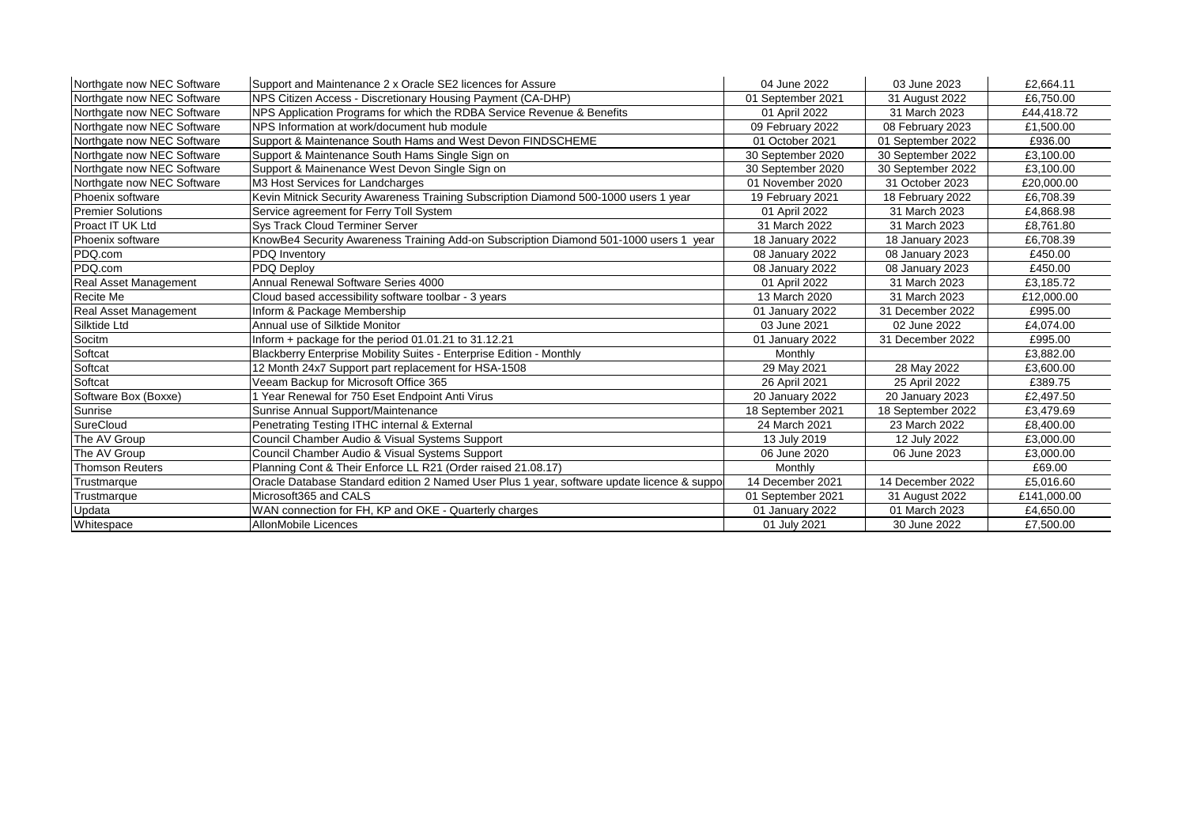| | | | | |
|---|---|---|---|---|
| Northgate now NEC Software | Support and Maintenance 2 x Oracle SE2 licences for Assure | 04 June 2022 | 03 June 2023 | £2,664.11 |
| Northgate now NEC Software | NPS Citizen Access - Discretionary Housing Payment (CA-DHP) | 01 September 2021 | 31 August 2022 | £6,750.00 |
| Northgate now NEC Software | NPS Application Programs for which the RDBA Service Revenue & Benefits | 01 April 2022 | 31 March 2023 | £44,418.72 |
| Northgate now NEC Software | NPS Information at work/document hub module | 09 February 2022 | 08 February 2023 | £1,500.00 |
| Northgate now NEC Software | Support & Maintenance South Hams and West Devon FINDSCHEME | 01 October 2021 | 01 September 2022 | £936.00 |
| Northgate now NEC Software | Support & Maintenance South Hams Single Sign on | 30 September 2020 | 30 September 2022 | £3,100.00 |
| Northgate now NEC Software | Support & Mainenance West Devon Single Sign on | 30 September 2020 | 30 September 2022 | £3,100.00 |
| Northgate now NEC Software | M3 Host Services for Landcharges | 01 November 2020 | 31 October 2023 | £20,000.00 |
| Phoenix software | Kevin Mitnick Security Awareness Training Subscription Diamond 500-1000 users 1 year | 19 February 2021 | 18 February 2022 | £6,708.39 |
| Premier Solutions | Service agreement for Ferry Toll System | 01 April 2022 | 31 March 2023 | £4,868.98 |
| Proact IT UK Ltd | Sys Track Cloud Terminer Server | 31 March 2022 | 31 March 2023 | £8,761.80 |
| Phoenix software | KnowBe4 Security Awareness Training Add-on Subscription Diamond 501-1000 users 1 year | 18 January 2022 | 18 January 2023 | £6,708.39 |
| PDQ.com | PDQ Inventory | 08 January 2022 | 08 January 2023 | £450.00 |
| PDQ.com | PDQ Deploy | 08 January 2022 | 08 January 2023 | £450.00 |
| Real Asset Management | Annual Renewal Software Series 4000 | 01 April 2022 | 31 March 2023 | £3,185.72 |
| Recite Me | Cloud based accessibility software toolbar - 3 years | 13 March 2020 | 31 March 2023 | £12,000.00 |
| Real Asset Management | Inform & Package Membership | 01 January 2022 | 31 December 2022 | £995.00 |
| Silktide Ltd | Annual use of Silktide Monitor | 03 June 2021 | 02 June 2022 | £4,074.00 |
| Socitm | Inform + package for the period 01.01.21 to 31.12.21 | 01 January 2022 | 31 December 2022 | £995.00 |
| Softcat | Blackberry Enterprise Mobility Suites - Enterprise Edition - Monthly | Monthly | | £3,882.00 |
| Softcat | 12 Month 24x7 Support part replacement for HSA-1508 | 29 May 2021 | 28 May 2022 | £3,600.00 |
| Softcat | Veeam Backup for Microsoft Office 365 | 26 April 2021 | 25 April 2022 | £389.75 |
| Software Box (Boxxe) | 1 Year Renewal for 750 Eset Endpoint Anti Virus | 20 January 2022 | 20 January 2023 | £2,497.50 |
| Sunrise | Sunrise Annual Support/Maintenance | 18 September 2021 | 18 September 2022 | £3,479.69 |
| SureCloud | Penetrating Testing ITHC internal & External | 24 March 2021 | 23 March 2022 | £8,400.00 |
| The AV Group | Council Chamber Audio & Visual Systems Support | 13 July 2019 | 12 July 2022 | £3,000.00 |
| The AV Group | Council Chamber Audio & Visual Systems Support | 06 June 2020 | 06 June 2023 | £3,000.00 |
| Thomson Reuters | Planning Cont & Their Enforce LL R21 (Order raised 21.08.17) | Monthly | | £69.00 |
| Trustmarque | Oracle Database Standard edition 2 Named User Plus 1 year, software update licence & suppo | 14 December 2021 | 14 December 2022 | £5,016.60 |
| Trustmarque | Microsoft365 and CALS | 01 September 2021 | 31 August 2022 | £141,000.00 |
| Updata | WAN connection for FH, KP and OKE - Quarterly charges | 01 January 2022 | 01 March 2023 | £4,650.00 |
| Whitespace | AllonMobile Licences | 01 July 2021 | 30 June 2022 | £7,500.00 |